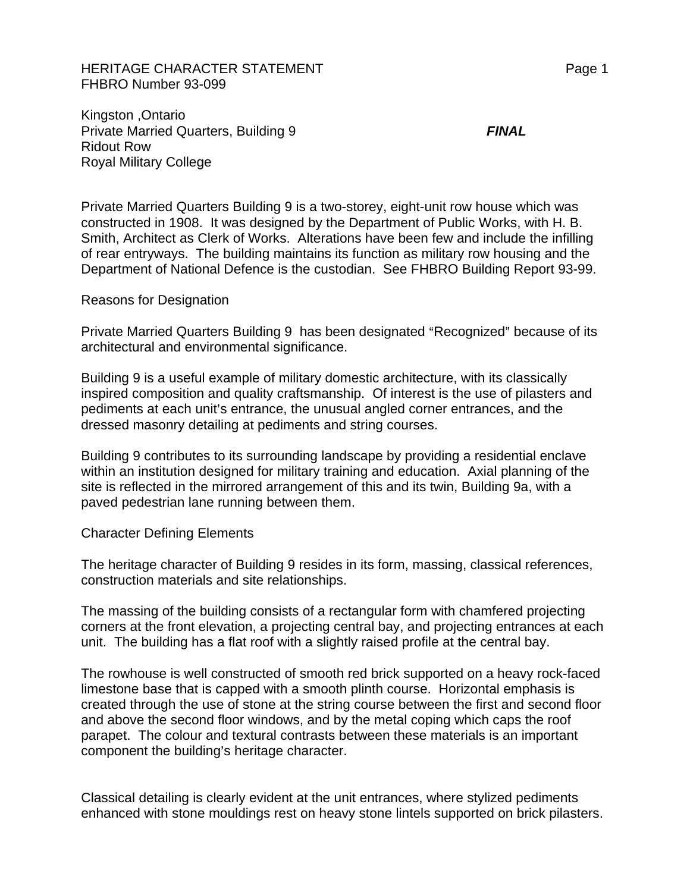HERITAGE CHARACTER STATEMENT
FHBRO Number 93-099

Kingston ,Ontario
Private Married Quarters, Building 9 ***FINAL***
Ridout Row
Royal Military College

Private Married Quarters Building 9 is a two-storey, eight-unit row house which was constructed in 1908. It was designed by the Department of Public Works, with H. B. Smith, Architect as Clerk of Works. Alterations have been few and include the infilling of rear entryways. The building maintains its function as military row housing and the Department of National Defence is the custodian. See FHBRO Building Report 93-99.

## Reasons for Designation

Private Married Quarters Building 9 has been designated "Recognized" because of its architectural and environmental significance.

Building 9 is a useful example of military domestic architecture, with its classically inspired composition and quality craftsmanship. Of interest is the use of pilasters and pediments at each unit's entrance, the unusual angled corner entrances, and the dressed masonry detailing at pediments and string courses.

Building 9 contributes to its surrounding landscape by providing a residential enclave within an institution designed for military training and education. Axial planning of the site is reflected in the mirrored arrangement of this and its twin, Building 9a, with a paved pedestrian lane running between them.

## Character Defining Elements

The heritage character of Building 9 resides in its form, massing, classical references, construction materials and site relationships.

The massing of the building consists of a rectangular form with chamfered projecting corners at the front elevation, a projecting central bay, and projecting entrances at each unit. The building has a flat roof with a slightly raised profile at the central bay.

The rowhouse is well constructed of smooth red brick supported on a heavy rock-faced limestone base that is capped with a smooth plinth course. Horizontal emphasis is created through the use of stone at the string course between the first and second floor and above the second floor windows, and by the metal coping which caps the roof parapet. The colour and textural contrasts between these materials is an important component the building's heritage character.

Classical detailing is clearly evident at the unit entrances, where stylized pediments enhanced with stone mouldings rest on heavy stone lintels supported on brick pilasters.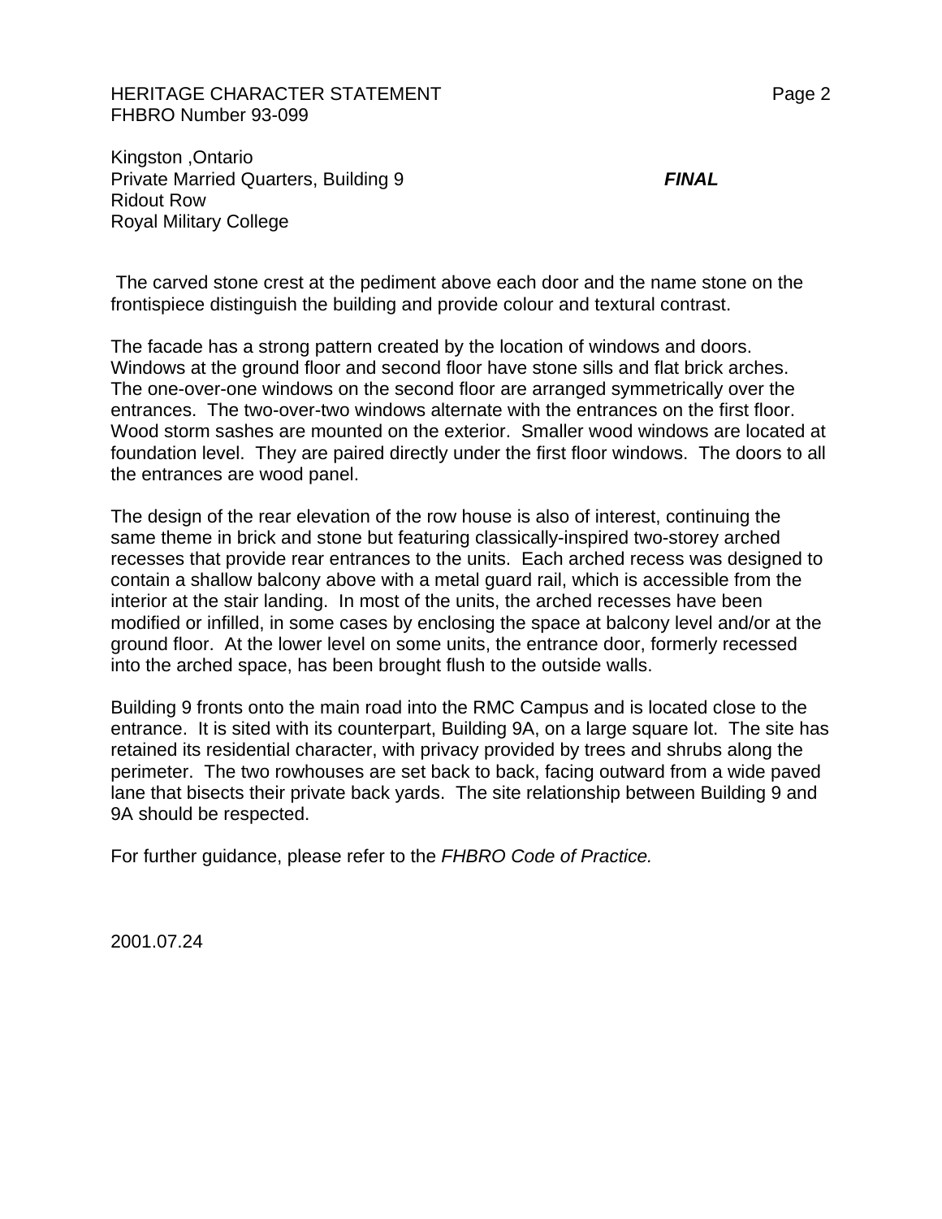The carved stone crest at the pediment above each door and the name stone on the frontispiece distinguish the building and provide colour and textural contrast.

The facade has a strong pattern created by the location of windows and doors. Windows at the ground floor and second floor have stone sills and flat brick arches. The one-over-one windows on the second floor are arranged symmetrically over the entrances. The two-over-two windows alternate with the entrances on the first floor. Wood storm sashes are mounted on the exterior. Smaller wood windows are located at foundation level. They are paired directly under the first floor windows. The doors to all the entrances are wood panel.

The design of the rear elevation of the row house is also of interest, continuing the same theme in brick and stone but featuring classically-inspired two-storey arched recesses that provide rear entrances to the units. Each arched recess was designed to contain a shallow balcony above with a metal guard rail, which is accessible from the interior at the stair landing. In most of the units, the arched recesses have been modified or infilled, in some cases by enclosing the space at balcony level and/or at the ground floor. At the lower level on some units, the entrance door, formerly recessed into the arched space, has been brought flush to the outside walls.

Building 9 fronts onto the main road into the RMC Campus and is located close to the entrance. It is sited with its counterpart, Building 9A, on a large square lot. The site has retained its residential character, with privacy provided by trees and shrubs along the perimeter. The two rowhouses are set back to back, facing outward from a wide paved lane that bisects their private back yards. The site relationship between Building 9 and 9A should be respected.

For further guidance, please refer to the *FHBRO Code of Practice.*

2001.07.24